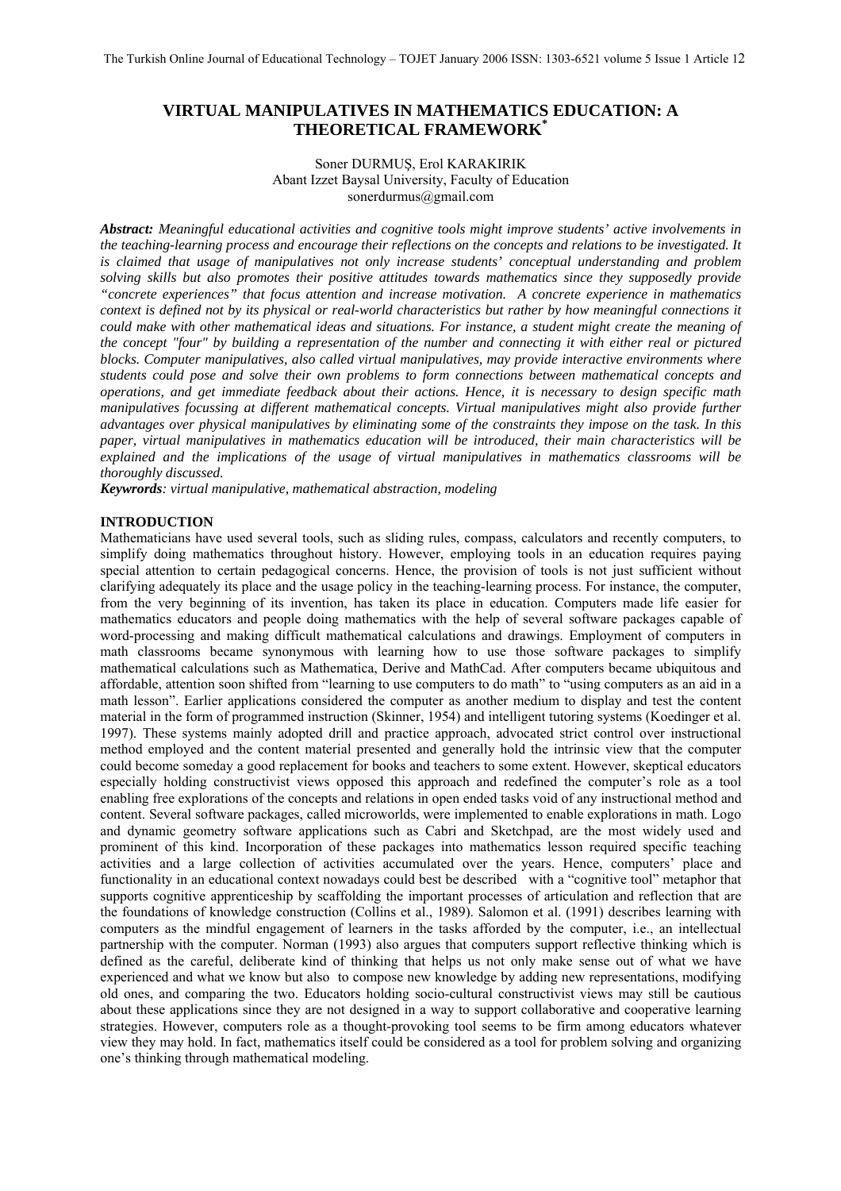# VIRTUAL MANIPULATIVES IN MATHEMATICS EDUCATION: A THEORETICAL FRAMEWORK[*]

Soner DURMUŞ, Erol KARAKIRIK
Abant Izzet Baysal University, Faculty of Education
sonerdurmus@gmail.com

***Abstract:*** *Meaningful educational activities and cognitive tools might improve students' active involvements in the teaching-learning process and encourage their reflections on the concepts and relations to be investigated. It is claimed that usage of manipulatives not only increase students' conceptual understanding and problem solving skills but also promotes their positive attitudes towards mathematics since they supposedly provide "concrete experiences" that focus attention and increase motivation. A concrete experience in mathematics context is defined not by its physical or real-world characteristics but rather by how meaningful connections it could make with other mathematical ideas and situations. For instance, a student might create the meaning of the concept "four" by building a representation of the number and connecting it with either real or pictured blocks. Computer manipulatives, also called virtual manipulatives, may provide interactive environments where students could pose and solve their own problems to form connections between mathematical concepts and operations, and get immediate feedback about their actions. Hence, it is necessary to design specific math manipulatives focussing at different mathematical concepts. Virtual manipulatives might also provide further advantages over physical manipulatives by eliminating some of the constraints they impose on the task. In this paper, virtual manipulatives in mathematics education will be introduced, their main characteristics will be explained and the implications of the usage of virtual manipulatives in mathematics classrooms will be thoroughly discussed.*

***Keywords****: virtual manipulative, mathematical abstraction, modeling*

## INTRODUCTION

Mathematicians have used several tools, such as sliding rules, compass, calculators and recently computers, to simplify doing mathematics throughout history. However, employing tools in an education requires paying special attention to certain pedagogical concerns. Hence, the provision of tools is not just sufficient without clarifying adequately its place and the usage policy in the teaching-learning process. For instance, the computer, from the very beginning of its invention, has taken its place in education. Computers made life easier for mathematics educators and people doing mathematics with the help of several software packages capable of word-processing and making difficult mathematical calculations and drawings. Employment of computers in math classrooms became synonymous with learning how to use those software packages to simplify mathematical calculations such as Mathematica, Derive and MathCad. After computers became ubiquitous and affordable, attention soon shifted from "learning to use computers to do math" to "using computers as an aid in a math lesson". Earlier applications considered the computer as another medium to display and test the content material in the form of programmed instruction (Skinner, 1954) and intelligent tutoring systems (Koedinger et al. 1997). These systems mainly adopted drill and practice approach, advocated strict control over instructional method employed and the content material presented and generally hold the intrinsic view that the computer could become someday a good replacement for books and teachers to some extent. However, skeptical educators especially holding constructivist views opposed this approach and redefined the computer's role as a tool enabling free explorations of the concepts and relations in open ended tasks void of any instructional method and content. Several software packages, called microworlds, were implemented to enable explorations in math. Logo and dynamic geometry software applications such as Cabri and Sketchpad, are the most widely used and prominent of this kind. Incorporation of these packages into mathematics lesson required specific teaching activities and a large collection of activities accumulated over the years. Hence, computers' place and functionality in an educational context nowadays could best be described with a "cognitive tool" metaphor that supports cognitive apprenticeship by scaffolding the important processes of articulation and reflection that are the foundations of knowledge construction (Collins et al., 1989). Salomon et al. (1991) describes learning with computers as the mindful engagement of learners in the tasks afforded by the computer, i.e., an intellectual partnership with the computer. Norman (1993) also argues that computers support reflective thinking which is defined as the careful, deliberate kind of thinking that helps us not only make sense out of what we have experienced and what we know but also to compose new knowledge by adding new representations, modifying old ones, and comparing the two. Educators holding socio-cultural constructivist views may still be cautious about these applications since they are not designed in a way to support collaborative and cooperative learning strategies. However, computers role as a thought-provoking tool seems to be firm among educators whatever view they may hold. In fact, mathematics itself could be considered as a tool for problem solving and organizing one's thinking through mathematical modeling.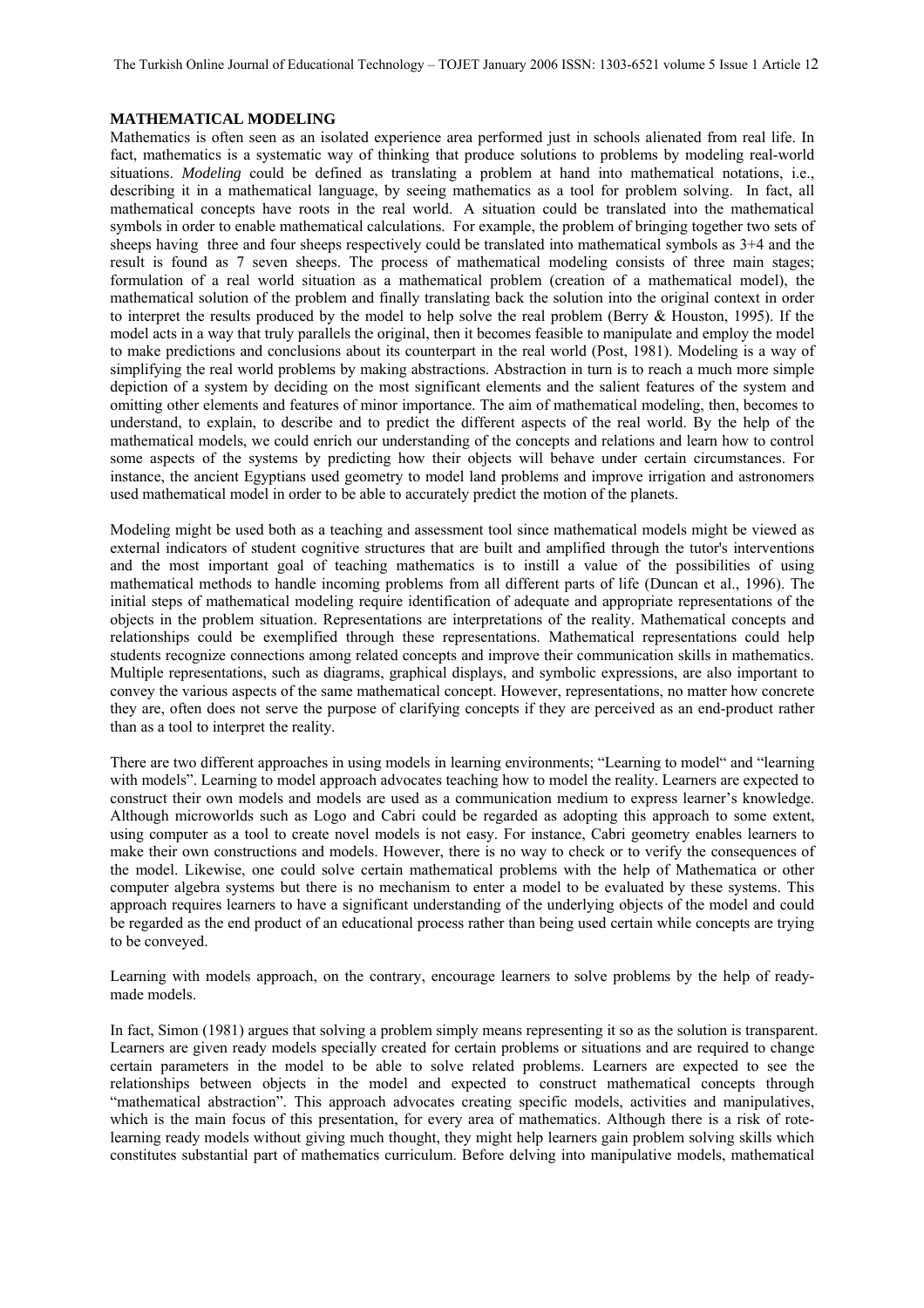**MATHEMATICAL MODELING**

Mathematics is often seen as an isolated experience area performed just in schools alienated from real life. In fact, mathematics is a systematic way of thinking that produce solutions to problems by modeling real-world situations. *Modeling* could be defined as translating a problem at hand into mathematical notations, i.e., describing it in a mathematical language, by seeing mathematics as a tool for problem solving. In fact, all mathematical concepts have roots in the real world. A situation could be translated into the mathematical symbols in order to enable mathematical calculations. For example, the problem of bringing together two sets of sheeps having three and four sheeps respectively could be translated into mathematical symbols as 3+4 and the result is found as 7 seven sheeps. The process of mathematical modeling consists of three main stages; formulation of a real world situation as a mathematical problem (creation of a mathematical model), the mathematical solution of the problem and finally translating back the solution into the original context in order to interpret the results produced by the model to help solve the real problem (Berry & Houston, 1995). If the model acts in a way that truly parallels the original, then it becomes feasible to manipulate and employ the model to make predictions and conclusions about its counterpart in the real world (Post, 1981). Modeling is a way of simplifying the real world problems by making abstractions. Abstraction in turn is to reach a much more simple depiction of a system by deciding on the most significant elements and the salient features of the system and omitting other elements and features of minor importance. The aim of mathematical modeling, then, becomes to understand, to explain, to describe and to predict the different aspects of the real world. By the help of the mathematical models, we could enrich our understanding of the concepts and relations and learn how to control some aspects of the systems by predicting how their objects will behave under certain circumstances. For instance, the ancient Egyptians used geometry to model land problems and improve irrigation and astronomers used mathematical model in order to be able to accurately predict the motion of the planets.

Modeling might be used both as a teaching and assessment tool since mathematical models might be viewed as external indicators of student cognitive structures that are built and amplified through the tutor's interventions and the most important goal of teaching mathematics is to instill a value of the possibilities of using mathematical methods to handle incoming problems from all different parts of life (Duncan et al., 1996). The initial steps of mathematical modeling require identification of adequate and appropriate representations of the objects in the problem situation. Representations are interpretations of the reality. Mathematical concepts and relationships could be exemplified through these representations. Mathematical representations could help students recognize connections among related concepts and improve their communication skills in mathematics. Multiple representations, such as diagrams, graphical displays, and symbolic expressions, are also important to convey the various aspects of the same mathematical concept. However, representations, no matter how concrete they are, often does not serve the purpose of clarifying concepts if they are perceived as an end-product rather than as a tool to interpret the reality.

There are two different approaches in using models in learning environments; "Learning to model" and "learning with models". Learning to model approach advocates teaching how to model the reality. Learners are expected to construct their own models and models are used as a communication medium to express learner's knowledge. Although microworlds such as Logo and Cabri could be regarded as adopting this approach to some extent, using computer as a tool to create novel models is not easy. For instance, Cabri geometry enables learners to make their own constructions and models. However, there is no way to check or to verify the consequences of the model. Likewise, one could solve certain mathematical problems with the help of Mathematica or other computer algebra systems but there is no mechanism to enter a model to be evaluated by these systems. This approach requires learners to have a significant understanding of the underlying objects of the model and could be regarded as the end product of an educational process rather than being used certain while concepts are trying to be conveyed.

Learning with models approach, on the contrary, encourage learners to solve problems by the help of ready-made models.

In fact, Simon (1981) argues that solving a problem simply means representing it so as the solution is transparent. Learners are given ready models specially created for certain problems or situations and are required to change certain parameters in the model to be able to solve related problems. Learners are expected to see the relationships between objects in the model and expected to construct mathematical concepts through "mathematical abstraction". This approach advocates creating specific models, activities and manipulatives, which is the main focus of this presentation, for every area of mathematics. Although there is a risk of rote-learning ready models without giving much thought, they might help learners gain problem solving skills which constitutes substantial part of mathematics curriculum. Before delving into manipulative models, mathematical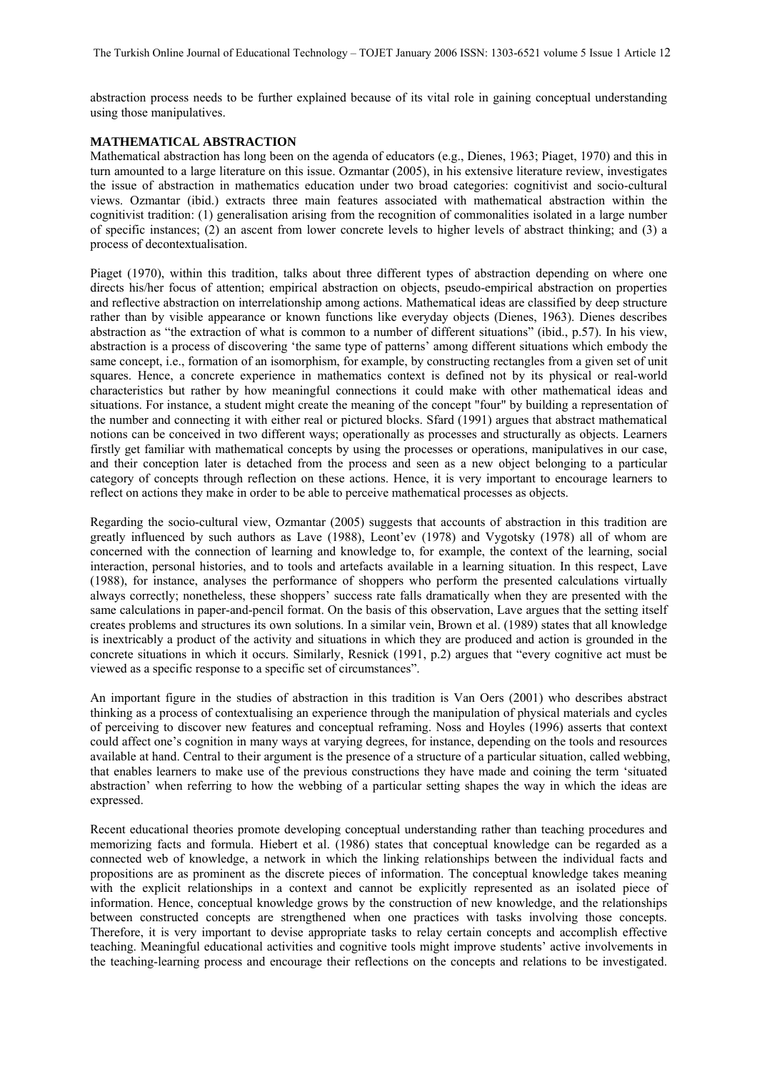abstraction process needs to be further explained because of its vital role in gaining conceptual understanding using those manipulatives.

## MATHEMATICAL ABSTRACTION

Mathematical abstraction has long been on the agenda of educators (e.g., Dienes, 1963; Piaget, 1970) and this in turn amounted to a large literature on this issue. Ozmantar (2005), in his extensive literature review, investigates the issue of abstraction in mathematics education under two broad categories: cognitivist and socio-cultural views. Ozmantar (ibid.) extracts three main features associated with mathematical abstraction within the cognitivist tradition: (1) generalisation arising from the recognition of commonalities isolated in a large number of specific instances; (2) an ascent from lower concrete levels to higher levels of abstract thinking; and (3) a process of decontextualisation.

Piaget (1970), within this tradition, talks about three different types of abstraction depending on where one directs his/her focus of attention; empirical abstraction on objects, pseudo-empirical abstraction on properties and reflective abstraction on interrelationship among actions. Mathematical ideas are classified by deep structure rather than by visible appearance or known functions like everyday objects (Dienes, 1963). Dienes describes abstraction as "the extraction of what is common to a number of different situations" (ibid., p.57). In his view, abstraction is a process of discovering 'the same type of patterns' among different situations which embody the same concept, i.e., formation of an isomorphism, for example, by constructing rectangles from a given set of unit squares. Hence, a concrete experience in mathematics context is defined not by its physical or real-world characteristics but rather by how meaningful connections it could make with other mathematical ideas and situations. For instance, a student might create the meaning of the concept "four" by building a representation of the number and connecting it with either real or pictured blocks. Sfard (1991) argues that abstract mathematical notions can be conceived in two different ways; operationally as processes and structurally as objects. Learners firstly get familiar with mathematical concepts by using the processes or operations, manipulatives in our case, and their conception later is detached from the process and seen as a new object belonging to a particular category of concepts through reflection on these actions. Hence, it is very important to encourage learners to reflect on actions they make in order to be able to perceive mathematical processes as objects.

Regarding the socio-cultural view, Ozmantar (2005) suggests that accounts of abstraction in this tradition are greatly influenced by such authors as Lave (1988), Leont'ev (1978) and Vygotsky (1978) all of whom are concerned with the connection of learning and knowledge to, for example, the context of the learning, social interaction, personal histories, and to tools and artefacts available in a learning situation. In this respect, Lave (1988), for instance, analyses the performance of shoppers who perform the presented calculations virtually always correctly; nonetheless, these shoppers' success rate falls dramatically when they are presented with the same calculations in paper-and-pencil format. On the basis of this observation, Lave argues that the setting itself creates problems and structures its own solutions. In a similar vein, Brown et al. (1989) states that all knowledge is inextricably a product of the activity and situations in which they are produced and action is grounded in the concrete situations in which it occurs. Similarly, Resnick (1991, p.2) argues that "every cognitive act must be viewed as a specific response to a specific set of circumstances".

An important figure in the studies of abstraction in this tradition is Van Oers (2001) who describes abstract thinking as a process of contextualising an experience through the manipulation of physical materials and cycles of perceiving to discover new features and conceptual reframing. Noss and Hoyles (1996) asserts that context could affect one's cognition in many ways at varying degrees, for instance, depending on the tools and resources available at hand. Central to their argument is the presence of a structure of a particular situation, called webbing, that enables learners to make use of the previous constructions they have made and coining the term 'situated abstraction' when referring to how the webbing of a particular setting shapes the way in which the ideas are expressed.

Recent educational theories promote developing conceptual understanding rather than teaching procedures and memorizing facts and formula. Hiebert et al. (1986) states that conceptual knowledge can be regarded as a connected web of knowledge, a network in which the linking relationships between the individual facts and propositions are as prominent as the discrete pieces of information. The conceptual knowledge takes meaning with the explicit relationships in a context and cannot be explicitly represented as an isolated piece of information. Hence, conceptual knowledge grows by the construction of new knowledge, and the relationships between constructed concepts are strengthened when one practices with tasks involving those concepts. Therefore, it is very important to devise appropriate tasks to relay certain concepts and accomplish effective teaching. Meaningful educational activities and cognitive tools might improve students' active involvements in the teaching-learning process and encourage their reflections on the concepts and relations to be investigated.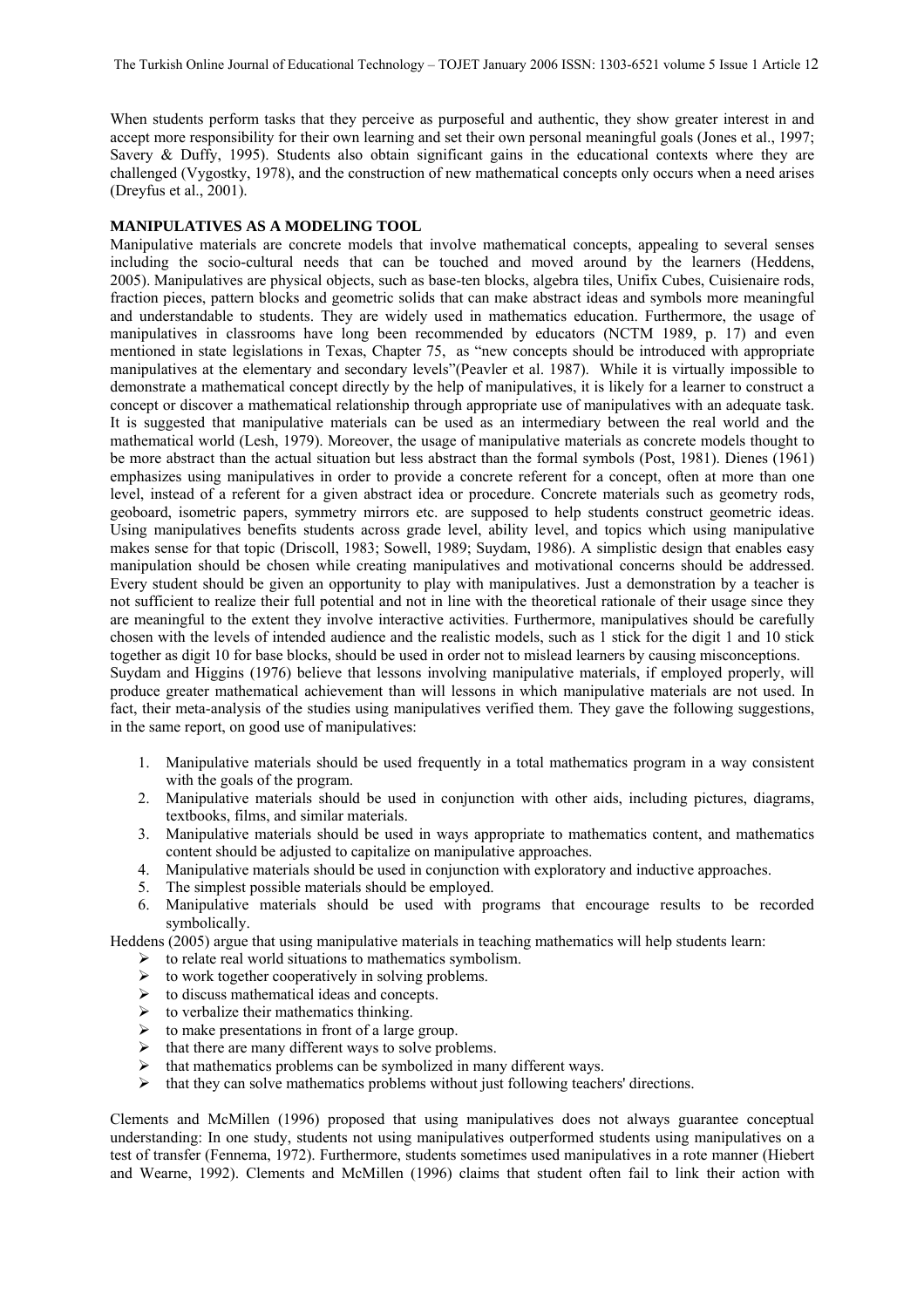When students perform tasks that they perceive as purposeful and authentic, they show greater interest in and accept more responsibility for their own learning and set their own personal meaningful goals (Jones et al., 1997; Savery & Duffy, 1995). Students also obtain significant gains in the educational contexts where they are challenged (Vygostky, 1978), and the construction of new mathematical concepts only occurs when a need arises (Dreyfus et al., 2001).

## MANIPULATIVES AS A MODELING TOOL

Manipulative materials are concrete models that involve mathematical concepts, appealing to several senses including the socio-cultural needs that can be touched and moved around by the learners (Heddens, 2005). Manipulatives are physical objects, such as base-ten blocks, algebra tiles, Unifix Cubes, Cuisienaire rods, fraction pieces, pattern blocks and geometric solids that can make abstract ideas and symbols more meaningful and understandable to students. They are widely used in mathematics education. Furthermore, the usage of manipulatives in classrooms have long been recommended by educators (NCTM 1989, p. 17) and even mentioned in state legislations in Texas, Chapter 75, as "new concepts should be introduced with appropriate manipulatives at the elementary and secondary levels"(Peavler et al. 1987). While it is virtually impossible to demonstrate a mathematical concept directly by the help of manipulatives, it is likely for a learner to construct a concept or discover a mathematical relationship through appropriate use of manipulatives with an adequate task. It is suggested that manipulative materials can be used as an intermediary between the real world and the mathematical world (Lesh, 1979). Moreover, the usage of manipulative materials as concrete models thought to be more abstract than the actual situation but less abstract than the formal symbols (Post, 1981). Dienes (1961) emphasizes using manipulatives in order to provide a concrete referent for a concept, often at more than one level, instead of a referent for a given abstract idea or procedure. Concrete materials such as geometry rods, geoboard, isometric papers, symmetry mirrors etc. are supposed to help students construct geometric ideas. Using manipulatives benefits students across grade level, ability level, and topics which using manipulative makes sense for that topic (Driscoll, 1983; Sowell, 1989; Suydam, 1986). A simplistic design that enables easy manipulation should be chosen while creating manipulatives and motivational concerns should be addressed. Every student should be given an opportunity to play with manipulatives. Just a demonstration by a teacher is not sufficient to realize their full potential and not in line with the theoretical rationale of their usage since they are meaningful to the extent they involve interactive activities. Furthermore, manipulatives should be carefully chosen with the levels of intended audience and the realistic models, such as 1 stick for the digit 1 and 10 stick together as digit 10 for base blocks, should be used in order not to mislead learners by causing misconceptions.

Suydam and Higgins (1976) believe that lessons involving manipulative materials, if employed properly, will produce greater mathematical achievement than will lessons in which manipulative materials are not used. In fact, their meta-analysis of the studies using manipulatives verified them. They gave the following suggestions, in the same report, on good use of manipulatives:

1. Manipulative materials should be used frequently in a total mathematics program in a way consistent with the goals of the program.
2. Manipulative materials should be used in conjunction with other aids, including pictures, diagrams, textbooks, films, and similar materials.
3. Manipulative materials should be used in ways appropriate to mathematics content, and mathematics content should be adjusted to capitalize on manipulative approaches.
4. Manipulative materials should be used in conjunction with exploratory and inductive approaches.
5. The simplest possible materials should be employed.
6. Manipulative materials should be used with programs that encourage results to be recorded symbolically.

Heddens (2005) argue that using manipulative materials in teaching mathematics will help students learn:

- to relate real world situations to mathematics symbolism.
- to work together cooperatively in solving problems.
- to discuss mathematical ideas and concepts.
- to verbalize their mathematics thinking.
- to make presentations in front of a large group.
- that there are many different ways to solve problems.
- that mathematics problems can be symbolized in many different ways.
- that they can solve mathematics problems without just following teachers' directions.

Clements and McMillen (1996) proposed that using manipulatives does not always guarantee conceptual understanding: In one study, students not using manipulatives outperformed students using manipulatives on a test of transfer (Fennema, 1972). Furthermore, students sometimes used manipulatives in a rote manner (Hiebert and Wearne, 1992). Clements and McMillen (1996) claims that student often fail to link their action with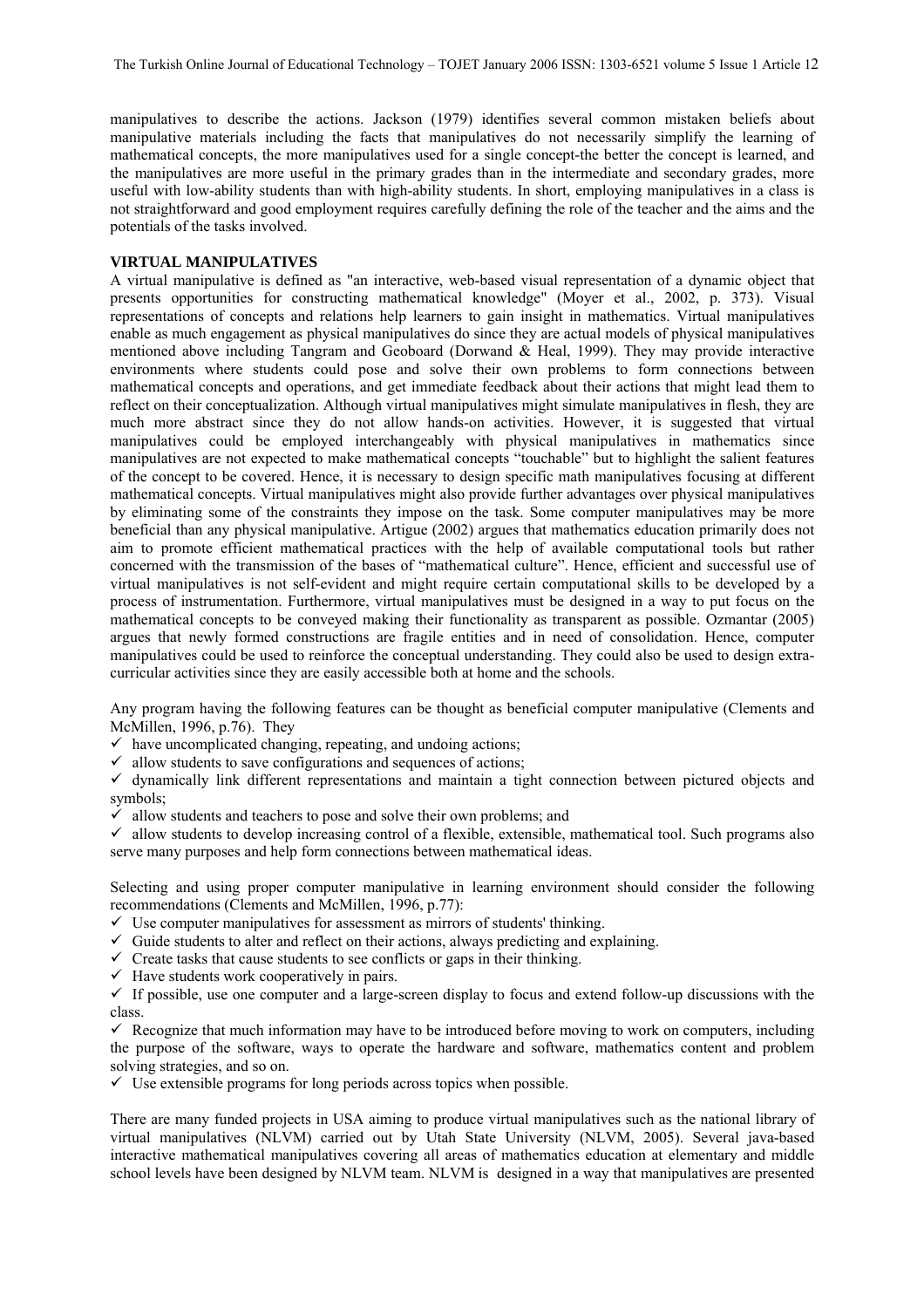manipulatives to describe the actions. Jackson (1979) identifies several common mistaken beliefs about manipulative materials including the facts that manipulatives do not necessarily simplify the learning of mathematical concepts, the more manipulatives used for a single concept-the better the concept is learned, and the manipulatives are more useful in the primary grades than in the intermediate and secondary grades, more useful with low-ability students than with high-ability students. In short, employing manipulatives in a class is not straightforward and good employment requires carefully defining the role of the teacher and the aims and the potentials of the tasks involved.

**VIRTUAL MANIPULATIVES**

A virtual manipulative is defined as "an interactive, web-based visual representation of a dynamic object that presents opportunities for constructing mathematical knowledge" (Moyer et al., 2002, p. 373). Visual representations of concepts and relations help learners to gain insight in mathematics. Virtual manipulatives enable as much engagement as physical manipulatives do since they are actual models of physical manipulatives mentioned above including Tangram and Geoboard (Dorwand & Heal, 1999). They may provide interactive environments where students could pose and solve their own problems to form connections between mathematical concepts and operations, and get immediate feedback about their actions that might lead them to reflect on their conceptualization. Although virtual manipulatives might simulate manipulatives in flesh, they are much more abstract since they do not allow hands-on activities. However, it is suggested that virtual manipulatives could be employed interchangeably with physical manipulatives in mathematics since manipulatives are not expected to make mathematical concepts "touchable" but to highlight the salient features of the concept to be covered. Hence, it is necessary to design specific math manipulatives focusing at different mathematical concepts. Virtual manipulatives might also provide further advantages over physical manipulatives by eliminating some of the constraints they impose on the task. Some computer manipulatives may be more beneficial than any physical manipulative. Artigue (2002) argues that mathematics education primarily does not aim to promote efficient mathematical practices with the help of available computational tools but rather concerned with the transmission of the bases of "mathematical culture". Hence, efficient and successful use of virtual manipulatives is not self-evident and might require certain computational skills to be developed by a process of instrumentation. Furthermore, virtual manipulatives must be designed in a way to put focus on the mathematical concepts to be conveyed making their functionality as transparent as possible. Ozmantar (2005) argues that newly formed constructions are fragile entities and in need of consolidation. Hence, computer manipulatives could be used to reinforce the conceptual understanding. They could also be used to design extra-curricular activities since they are easily accessible both at home and the schools.

Any program having the following features can be thought as beneficial computer manipulative (Clements and McMillen, 1996, p.76). They

- ✓ have uncomplicated changing, repeating, and undoing actions;
- ✓ allow students to save configurations and sequences of actions;
- ✓ dynamically link different representations and maintain a tight connection between pictured objects and symbols;
- ✓ allow students and teachers to pose and solve their own problems; and
- ✓ allow students to develop increasing control of a flexible, extensible, mathematical tool. Such programs also serve many purposes and help form connections between mathematical ideas.

Selecting and using proper computer manipulative in learning environment should consider the following recommendations (Clements and McMillen, 1996, p.77):

- ✓ Use computer manipulatives for assessment as mirrors of students' thinking.
- ✓ Guide students to alter and reflect on their actions, always predicting and explaining.
- ✓ Create tasks that cause students to see conflicts or gaps in their thinking.
- ✓ Have students work cooperatively in pairs.
- ✓ If possible, use one computer and a large-screen display to focus and extend follow-up discussions with the class.
- ✓ Recognize that much information may have to be introduced before moving to work on computers, including the purpose of the software, ways to operate the hardware and software, mathematics content and problem solving strategies, and so on.
- ✓ Use extensible programs for long periods across topics when possible.

There are many funded projects in USA aiming to produce virtual manipulatives such as the national library of virtual manipulatives (NLVM) carried out by Utah State University (NLVM, 2005). Several java-based interactive mathematical manipulatives covering all areas of mathematics education at elementary and middle school levels have been designed by NLVM team. NLVM is designed in a way that manipulatives are presented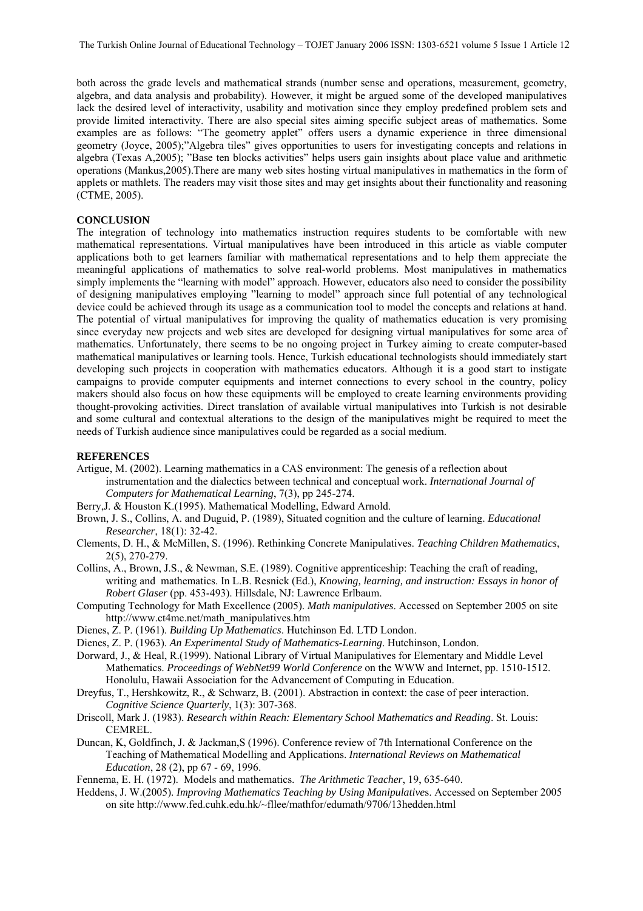both across the grade levels and mathematical strands (number sense and operations, measurement, geometry, algebra, and data analysis and probability). However, it might be argued some of the developed manipulatives lack the desired level of interactivity, usability and motivation since they employ predefined problem sets and provide limited interactivity. There are also special sites aiming specific subject areas of mathematics. Some examples are as follows: "The geometry applet" offers users a dynamic experience in three dimensional geometry (Joyce, 2005);"Algebra tiles" gives opportunities to users for investigating concepts and relations in algebra (Texas A,2005); "Base ten blocks activities" helps users gain insights about place value and arithmetic operations (Mankus,2005).There are many web sites hosting virtual manipulatives in mathematics in the form of applets or mathlets. The readers may visit those sites and may get insights about their functionality and reasoning (CTME, 2005).

## CONCLUSION

The integration of technology into mathematics instruction requires students to be comfortable with new mathematical representations. Virtual manipulatives have been introduced in this article as viable computer applications both to get learners familiar with mathematical representations and to help them appreciate the meaningful applications of mathematics to solve real-world problems. Most manipulatives in mathematics simply implements the "learning with model" approach. However, educators also need to consider the possibility of designing manipulatives employing "learning to model" approach since full potential of any technological device could be achieved through its usage as a communication tool to model the concepts and relations at hand. The potential of virtual manipulatives for improving the quality of mathematics education is very promising since everyday new projects and web sites are developed for designing virtual manipulatives for some area of mathematics. Unfortunately, there seems to be no ongoing project in Turkey aiming to create computer-based mathematical manipulatives or learning tools. Hence, Turkish educational technologists should immediately start developing such projects in cooperation with mathematics educators. Although it is a good start to instigate campaigns to provide computer equipments and internet connections to every school in the country, policy makers should also focus on how these equipments will be employed to create learning environments providing thought-provoking activities. Direct translation of available virtual manipulatives into Turkish is not desirable and some cultural and contextual alterations to the design of the manipulatives might be required to meet the needs of Turkish audience since manipulatives could be regarded as a social medium.

## REFERENCES

Artigue, M. (2002). Learning mathematics in a CAS environment: The genesis of a reflection about instrumentation and the dialectics between technical and conceptual work. *International Journal of Computers for Mathematical Learning*, 7(3), pp 245-274.

Berry,J. & Houston K.(1995). Mathematical Modelling, Edward Arnold.

Brown, J. S., Collins, A. and Duguid, P. (1989), Situated cognition and the culture of learning. *Educational Researcher*, 18(1): 32-42.

Clements, D. H., & McMillen, S. (1996). Rethinking Concrete Manipulatives. *Teaching Children Mathematics*, 2(5), 270-279.

Collins, A., Brown, J.S., & Newman, S.E. (1989). Cognitive apprenticeship: Teaching the craft of reading, writing and mathematics. In L.B. Resnick (Ed.), *Knowing, learning, and instruction: Essays in honor of Robert Glaser* (pp. 453-493). Hillsdale, NJ: Lawrence Erlbaum.

Computing Technology for Math Excellence (2005). *Math manipulatives*. Accessed on September 2005 on site http://www.ct4me.net/math_manipulatives.htm

Dienes, Z. P. (1961). *Building Up Mathematics*. Hutchinson Ed. LTD London.

Dienes, Z. P. (1963). *An Experimental Study of Mathematics-Learning*. Hutchinson, London.

Dorward, J., & Heal, R.(1999). National Library of Virtual Manipulatives for Elementary and Middle Level Mathematics. *Proceedings of WebNet99 World Conference* on the WWW and Internet, pp. 1510-1512. Honolulu, Hawaii Association for the Advancement of Computing in Education.

Dreyfus, T., Hershkowitz, R., & Schwarz, B. (2001). Abstraction in context: the case of peer interaction. *Cognitive Science Quarterly*, 1(3): 307-368.

Driscoll, Mark J. (1983). *Research within Reach: Elementary School Mathematics and Reading*. St. Louis: CEMREL.

Duncan, K, Goldfinch, J. & Jackman,S (1996). Conference review of 7th International Conference on the Teaching of Mathematical Modelling and Applications. *International Reviews on Mathematical Education*, 28 (2), pp 67 - 69, 1996.

Fennema, E. H. (1972). Models and mathematics. *The Arithmetic Teacher*, 19, 635-640.

Heddens, J. W.(2005). *Improving Mathematics Teaching by Using Manipulatives*. Accessed on September 2005 on site http://www.fed.cuhk.edu.hk/~fllee/mathfor/edumath/9706/13hedden.html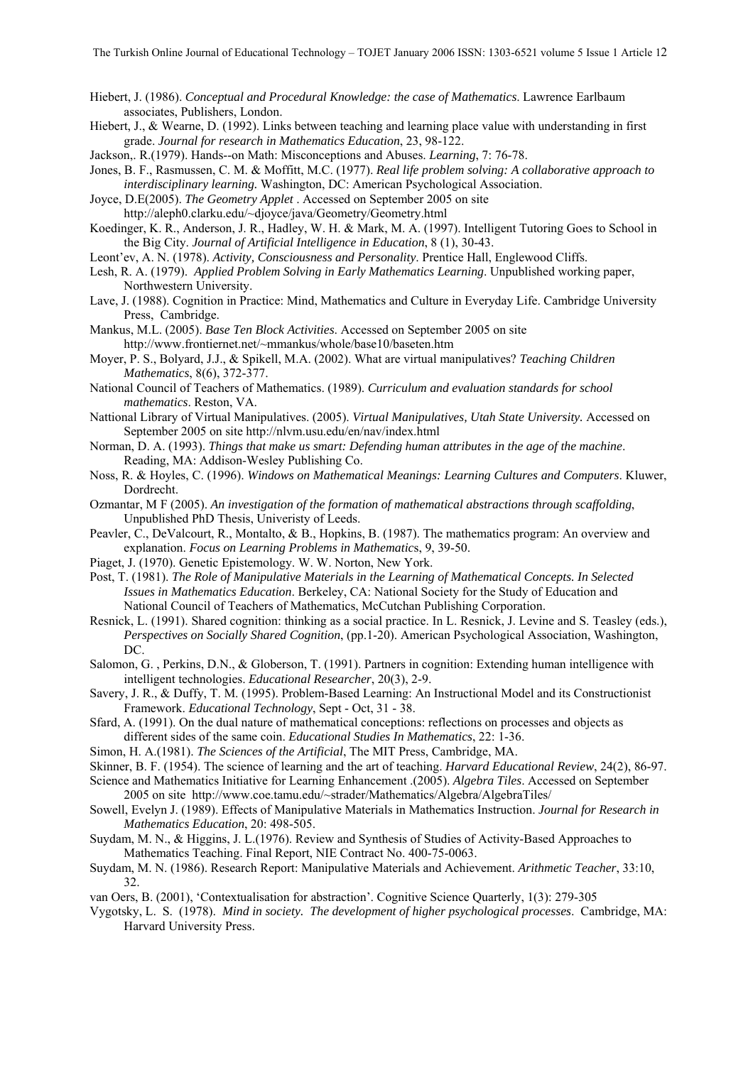Hiebert, J. (1986). *Conceptual and Procedural Knowledge: the case of Mathematics*. Lawrence Earlbaum associates, Publishers, London.

Hiebert, J., & Wearne, D. (1992). Links between teaching and learning place value with understanding in first grade. *Journal for research in Mathematics Education*, 23, 98-122.

Jackson,. R.(1979). Hands--on Math: Misconceptions and Abuses. *Learning*, 7: 76-78.

Jones, B. F., Rasmussen, C. M. & Moffitt, M.C. (1977). *Real life problem solving: A collaborative approach to interdisciplinary learning*. Washington, DC: American Psychological Association.

Joyce, D.E(2005). *The Geometry Applet* . Accessed on September 2005 on site http://aleph0.clarku.edu/~djoyce/java/Geometry/Geometry.html

Koedinger, K. R., Anderson, J. R., Hadley, W. H. & Mark, M. A. (1997). Intelligent Tutoring Goes to School in the Big City. *Journal of Artificial Intelligence in Education*, 8 (1), 30-43.

Leont'ev, A. N. (1978). *Activity, Consciousness and Personality*. Prentice Hall, Englewood Cliffs.

Lesh, R. A. (1979). *Applied Problem Solving in Early Mathematics Learning*. Unpublished working paper, Northwestern University.

Lave, J. (1988). Cognition in Practice: Mind, Mathematics and Culture in Everyday Life. Cambridge University Press, Cambridge.

Mankus, M.L. (2005). *Base Ten Block Activities*. Accessed on September 2005 on site http://www.frontiernet.net/~mmankus/whole/base10/baseten.htm

Moyer, P. S., Bolyard, J.J., & Spikell, M.A. (2002). What are virtual manipulatives? *Teaching Children Mathematics*, 8(6), 372-377.

National Council of Teachers of Mathematics. (1989). *Curriculum and evaluation standards for school mathematics*. Reston, VA.

Nattional Library of Virtual Manipulatives. (2005). *Virtual Manipulatives, Utah State University.* Accessed on September 2005 on site http://nlvm.usu.edu/en/nav/index.html

Norman, D. A. (1993). *Things that make us smart: Defending human attributes in the age of the machine*. Reading, MA: Addison-Wesley Publishing Co.

Noss, R. & Hoyles, C. (1996). *Windows on Mathematical Meanings: Learning Cultures and Computers*. Kluwer, Dordrecht.

Ozmantar, M F (2005). *An investigation of the formation of mathematical abstractions through scaffolding*, Unpublished PhD Thesis, Univeristy of Leeds.

Peavler, C., DeValcourt, R., Montalto, & B., Hopkins, B. (1987). The mathematics program: An overview and explanation. *Focus on Learning Problems in Mathematics*, 9, 39-50.

Piaget, J. (1970). Genetic Epistemology. W. W. Norton, New York.

Post, T. (1981). *The Role of Manipulative Materials in the Learning of Mathematical Concepts. In Selected Issues in Mathematics Education*. Berkeley, CA: National Society for the Study of Education and National Council of Teachers of Mathematics, McCutchan Publishing Corporation.

Resnick, L. (1991). Shared cognition: thinking as a social practice. In L. Resnick, J. Levine and S. Teasley (eds.), *Perspectives on Socially Shared Cognition*, (pp.1-20). American Psychological Association, Washington, DC.

Salomon, G. , Perkins, D.N., & Globerson, T. (1991). Partners in cognition: Extending human intelligence with intelligent technologies. *Educational Researcher*, 20(3), 2-9.

Savery, J. R., & Duffy, T. M. (1995). Problem-Based Learning: An Instructional Model and its Constructionist Framework. *Educational Technology*, Sept - Oct, 31 - 38.

Sfard, A. (1991). On the dual nature of mathematical conceptions: reflections on processes and objects as different sides of the same coin. *Educational Studies In Mathematics*, 22: 1-36.

Simon, H. A.(1981). *The Sciences of the Artificial*, The MIT Press, Cambridge, MA.

Skinner, B. F. (1954). The science of learning and the art of teaching. *Harvard Educational Review*, 24(2), 86-97.

Science and Mathematics Initiative for Learning Enhancement .(2005). *Algebra Tiles*. Accessed on September 2005 on site http://www.coe.tamu.edu/~strader/Mathematics/Algebra/AlgebraTiles/

Sowell, Evelyn J. (1989). Effects of Manipulative Materials in Mathematics Instruction. *Journal for Research in Mathematics Education*, 20: 498-505.

Suydam, M. N., & Higgins, J. L.(1976). Review and Synthesis of Studies of Activity-Based Approaches to Mathematics Teaching. Final Report, NIE Contract No. 400-75-0063.

Suydam, M. N. (1986). Research Report: Manipulative Materials and Achievement. *Arithmetic Teacher*, 33:10, 32.

van Oers, B. (2001), 'Contextualisation for abstraction'. Cognitive Science Quarterly, 1(3): 279-305

Vygotsky, L. S. (1978). *Mind in society. The development of higher psychological processes*. Cambridge, MA: Harvard University Press.